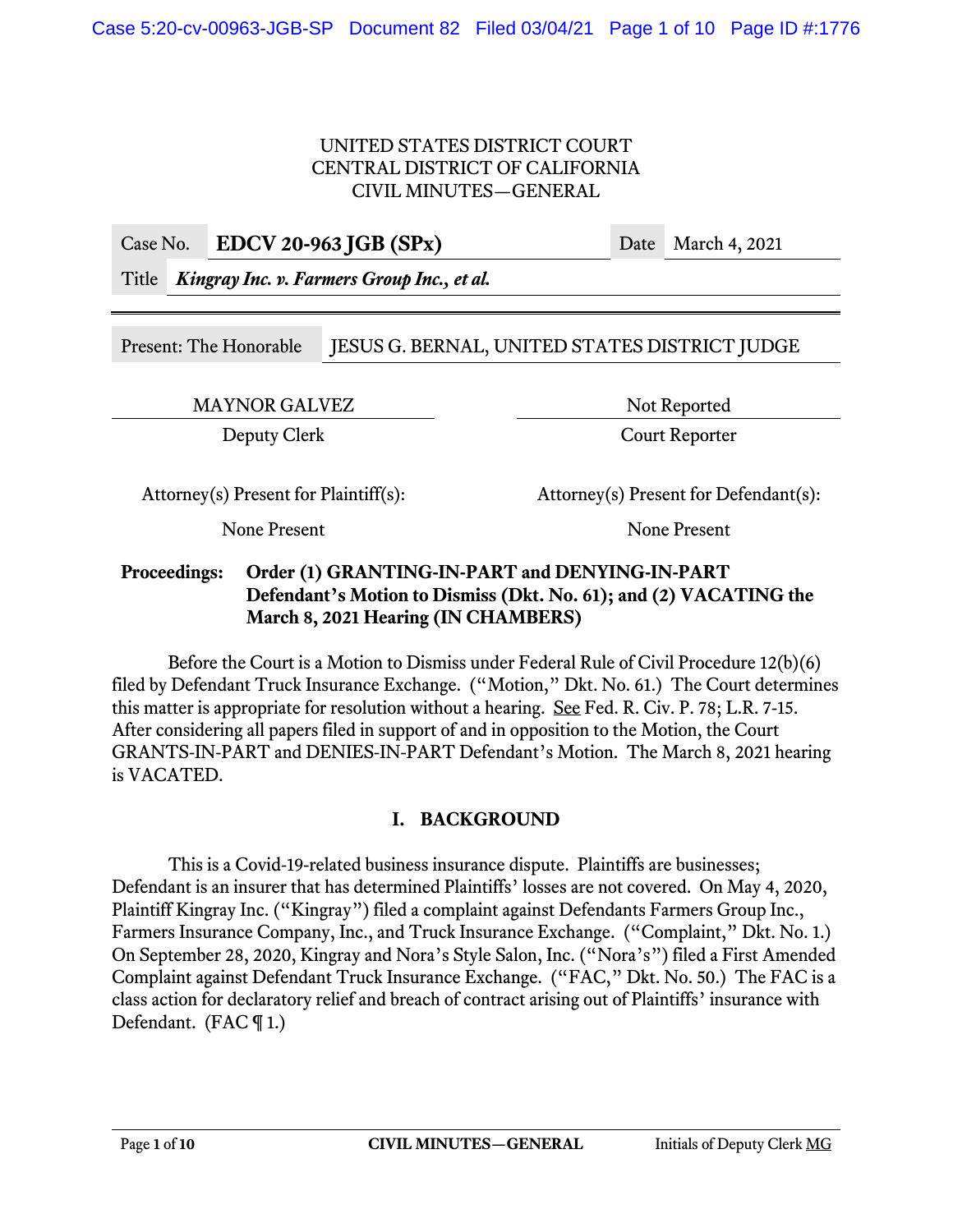UNITED STATES DISTRICT COURT
CENTRAL DISTRICT OF CALIFORNIA
CIVIL MINUTES—GENERAL

| Case No. | **EDCV 20-963 JGB (SPx)** | Date | March 4, 2021 |
|---|---|---|---|
| Title | ***Kingray Inc. v. Farmers Group Inc., et al.*** | | |

| Present: The Honorable | JESUS G. BERNAL, UNITED STATES DISTRICT JUDGE |
|---|---|

| MAYNOR GALVEZ | Not Reported |
|---|---|
| Deputy Clerk | Court Reporter |

| Attorney(s) Present for Plaintiff(s): | Attorney(s) Present for Defendant(s): |
|---|---|
| None Present | None Present |

**Proceedings: Order (1) GRANTING-IN-PART and DENYING-IN-PART Defendant's Motion to Dismiss (Dkt. No. 61); and (2) VACATING the March 8, 2021 Hearing (IN CHAMBERS)**

Before the Court is a Motion to Dismiss under Federal Rule of Civil Procedure 12(b)(6) filed by Defendant Truck Insurance Exchange. ("Motion," Dkt. No. 61.) The Court determines this matter is appropriate for resolution without a hearing. See Fed. R. Civ. P. 78; L.R. 7-15. After considering all papers filed in support of and in opposition to the Motion, the Court GRANTS-IN-PART and DENIES-IN-PART Defendant's Motion. The March 8, 2021 hearing is VACATED.

## I. BACKGROUND

This is a Covid-19-related business insurance dispute. Plaintiffs are businesses; Defendant is an insurer that has determined Plaintiffs' losses are not covered. On May 4, 2020, Plaintiff Kingray Inc. ("Kingray") filed a complaint against Defendants Farmers Group Inc., Farmers Insurance Company, Inc., and Truck Insurance Exchange. ("Complaint," Dkt. No. 1.) On September 28, 2020, Kingray and Nora's Style Salon, Inc. ("Nora's") filed a First Amended Complaint against Defendant Truck Insurance Exchange. ("FAC," Dkt. No. 50.) The FAC is a class action for declaratory relief and breach of contract arising out of Plaintiffs' insurance with Defendant. (FAC ¶ 1.)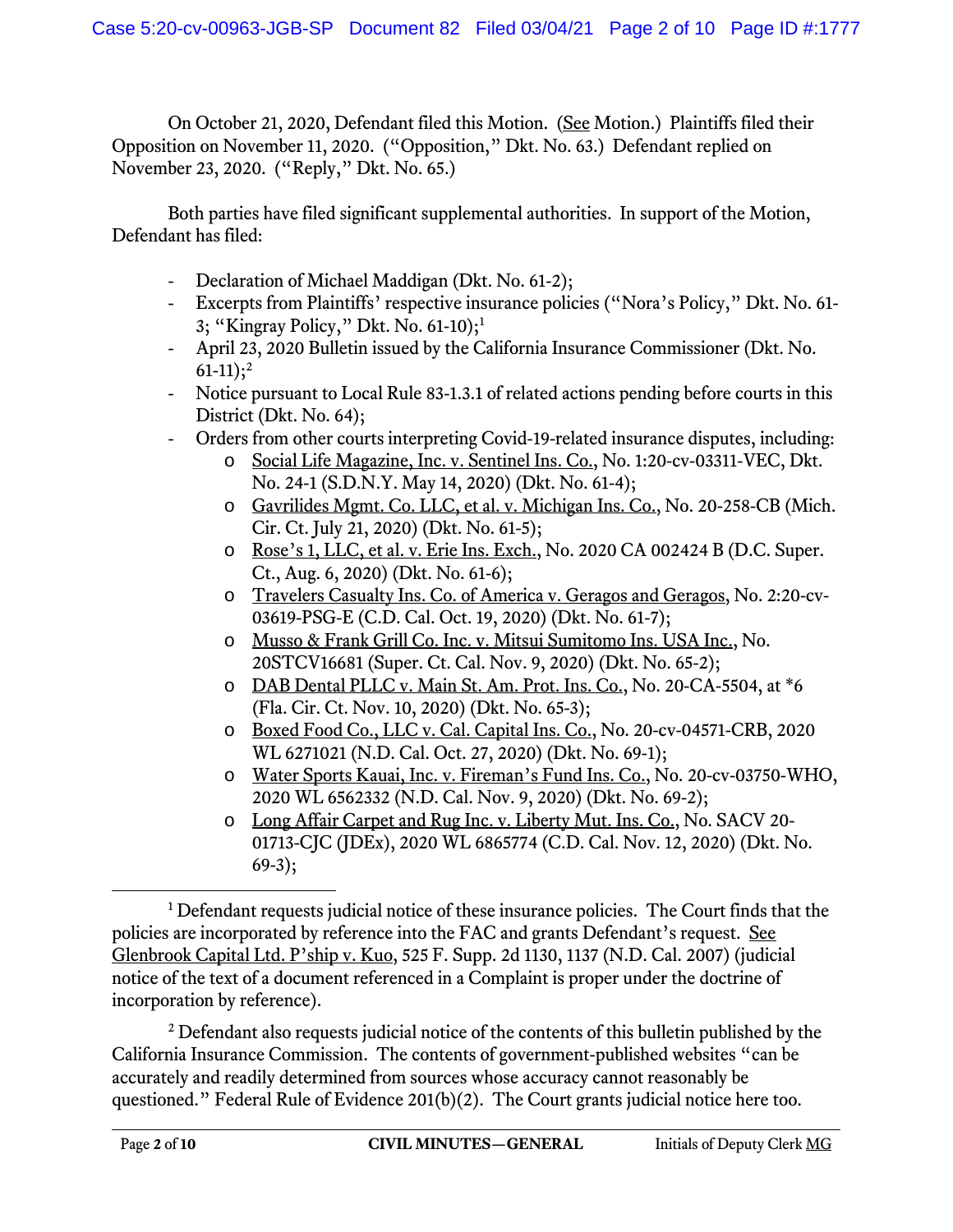On October 21, 2020, Defendant filed this Motion. (See Motion.) Plaintiffs filed their Opposition on November 11, 2020. ("Opposition," Dkt. No. 63.) Defendant replied on November 23, 2020. ("Reply," Dkt. No. 65.)

Both parties have filed significant supplemental authorities. In support of the Motion, Defendant has filed:

- Declaration of Michael Maddigan (Dkt. No. 61-2);
- Excerpts from Plaintiffs' respective insurance policies ("Nora's Policy," Dkt. No. 61-3; "Kingray Policy," Dkt. No. 61-10);[1]
- April 23, 2020 Bulletin issued by the California Insurance Commissioner (Dkt. No. 61-11);[2]
- Notice pursuant to Local Rule 83-1.3.1 of related actions pending before courts in this District (Dkt. No. 64);
- Orders from other courts interpreting Covid-19-related insurance disputes, including:
  - Social Life Magazine, Inc. v. Sentinel Ins. Co., No. 1:20-cv-03311-VEC, Dkt. No. 24-1 (S.D.N.Y. May 14, 2020) (Dkt. No. 61-4);
  - Gavrilides Mgmt. Co. LLC, et al. v. Michigan Ins. Co., No. 20-258-CB (Mich. Cir. Ct. July 21, 2020) (Dkt. No. 61-5);
  - Rose's 1, LLC, et al. v. Erie Ins. Exch., No. 2020 CA 002424 B (D.C. Super. Ct., Aug. 6, 2020) (Dkt. No. 61-6);
  - Travelers Casualty Ins. Co. of America v. Geragos and Geragos, No. 2:20-cv-03619-PSG-E (C.D. Cal. Oct. 19, 2020) (Dkt. No. 61-7);
  - Musso & Frank Grill Co. Inc. v. Mitsui Sumitomo Ins. USA Inc., No. 20STCV16681 (Super. Ct. Cal. Nov. 9, 2020) (Dkt. No. 65-2);
  - DAB Dental PLLC v. Main St. Am. Prot. Ins. Co., No. 20-CA-5504, at *6 (Fla. Cir. Ct. Nov. 10, 2020) (Dkt. No. 65-3);
  - Boxed Food Co., LLC v. Cal. Capital Ins. Co., No. 20-cv-04571-CRB, 2020 WL 6271021 (N.D. Cal. Oct. 27, 2020) (Dkt. No. 69-1);
  - Water Sports Kauai, Inc. v. Fireman's Fund Ins. Co., No. 20-cv-03750-WHO, 2020 WL 6562332 (N.D. Cal. Nov. 9, 2020) (Dkt. No. 69-2);
  - Long Affair Carpet and Rug Inc. v. Liberty Mut. Ins. Co., No. SACV 20-01713-CJC (JDEx), 2020 WL 6865774 (C.D. Cal. Nov. 12, 2020) (Dkt. No. 69-3);

---

[1] Defendant requests judicial notice of these insurance policies. The Court finds that the policies are incorporated by reference into the FAC and grants Defendant's request. See Glenbrook Capital Ltd. P'ship v. Kuo, 525 F. Supp. 2d 1130, 1137 (N.D. Cal. 2007) (judicial notice of the text of a document referenced in a Complaint is proper under the doctrine of incorporation by reference).

[2] Defendant also requests judicial notice of the contents of this bulletin published by the California Insurance Commission. The contents of government-published websites "can be accurately and readily determined from sources whose accuracy cannot reasonably be questioned." Federal Rule of Evidence 201(b)(2). The Court grants judicial notice here too.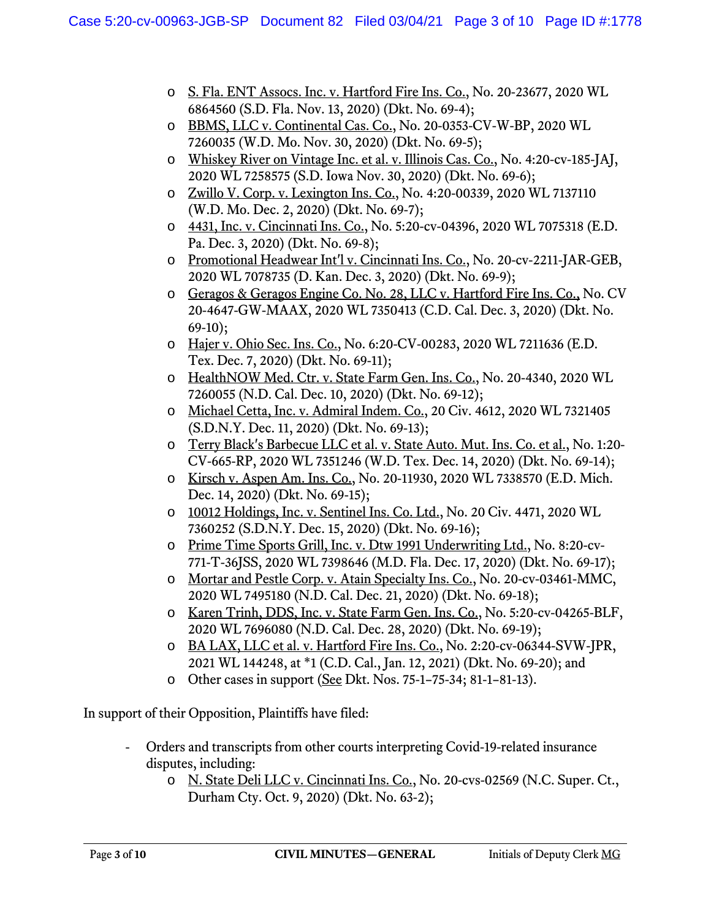- S. Fla. ENT Assocs. Inc. v. Hartford Fire Ins. Co., No. 20-23677, 2020 WL 6864560 (S.D. Fla. Nov. 13, 2020) (Dkt. No. 69-4);
- BBMS, LLC v. Continental Cas. Co., No. 20-0353-CV-W-BP, 2020 WL 7260035 (W.D. Mo. Nov. 30, 2020) (Dkt. No. 69-5);
- Whiskey River on Vintage Inc. et al. v. Illinois Cas. Co., No. 4:20-cv-185-JAJ, 2020 WL 7258575 (S.D. Iowa Nov. 30, 2020) (Dkt. No. 69-6);
- Zwillo V. Corp. v. Lexington Ins. Co., No. 4:20-00339, 2020 WL 7137110 (W.D. Mo. Dec. 2, 2020) (Dkt. No. 69-7);
- 4431, Inc. v. Cincinnati Ins. Co., No. 5:20-cv-04396, 2020 WL 7075318 (E.D. Pa. Dec. 3, 2020) (Dkt. No. 69-8);
- Promotional Headwear Int'l v. Cincinnati Ins. Co., No. 20-cv-2211-JAR-GEB, 2020 WL 7078735 (D. Kan. Dec. 3, 2020) (Dkt. No. 69-9);
- Geragos & Geragos Engine Co. No. 28, LLC v. Hartford Fire Ins. Co., No. CV 20-4647-GW-MAAX, 2020 WL 7350413 (C.D. Cal. Dec. 3, 2020) (Dkt. No. 69-10);
- Hajer v. Ohio Sec. Ins. Co., No. 6:20-CV-00283, 2020 WL 7211636 (E.D. Tex. Dec. 7, 2020) (Dkt. No. 69-11);
- HealthNOW Med. Ctr. v. State Farm Gen. Ins. Co., No. 20-4340, 2020 WL 7260055 (N.D. Cal. Dec. 10, 2020) (Dkt. No. 69-12);
- Michael Cetta, Inc. v. Admiral Indem. Co., 20 Civ. 4612, 2020 WL 7321405 (S.D.N.Y. Dec. 11, 2020) (Dkt. No. 69-13);
- Terry Black's Barbecue LLC et al. v. State Auto. Mut. Ins. Co. et al., No. 1:20-CV-665-RP, 2020 WL 7351246 (W.D. Tex. Dec. 14, 2020) (Dkt. No. 69-14);
- Kirsch v. Aspen Am. Ins. Co., No. 20-11930, 2020 WL 7338570 (E.D. Mich. Dec. 14, 2020) (Dkt. No. 69-15);
- 10012 Holdings, Inc. v. Sentinel Ins. Co. Ltd., No. 20 Civ. 4471, 2020 WL 7360252 (S.D.N.Y. Dec. 15, 2020) (Dkt. No. 69-16);
- Prime Time Sports Grill, Inc. v. Dtw 1991 Underwriting Ltd., No. 8:20-cv-771-T-36JSS, 2020 WL 7398646 (M.D. Fla. Dec. 17, 2020) (Dkt. No. 69-17);
- Mortar and Pestle Corp. v. Atain Specialty Ins. Co., No. 20-cv-03461-MMC, 2020 WL 7495180 (N.D. Cal. Dec. 21, 2020) (Dkt. No. 69-18);
- Karen Trinh, DDS, Inc. v. State Farm Gen. Ins. Co., No. 5:20-cv-04265-BLF, 2020 WL 7696080 (N.D. Cal. Dec. 28, 2020) (Dkt. No. 69-19);
- BA LAX, LLC et al. v. Hartford Fire Ins. Co., No. 2:20-cv-06344-SVW-JPR, 2021 WL 144248, at *1 (C.D. Cal., Jan. 12, 2021) (Dkt. No. 69-20); and
- Other cases in support (See Dkt. Nos. 75-1–75-34; 81-1–81-13).

In support of their Opposition, Plaintiffs have filed:

- Orders and transcripts from other courts interpreting Covid-19-related insurance disputes, including:
  - N. State Deli LLC v. Cincinnati Ins. Co., No. 20-cvs-02569 (N.C. Super. Ct., Durham Cty. Oct. 9, 2020) (Dkt. No. 63-2);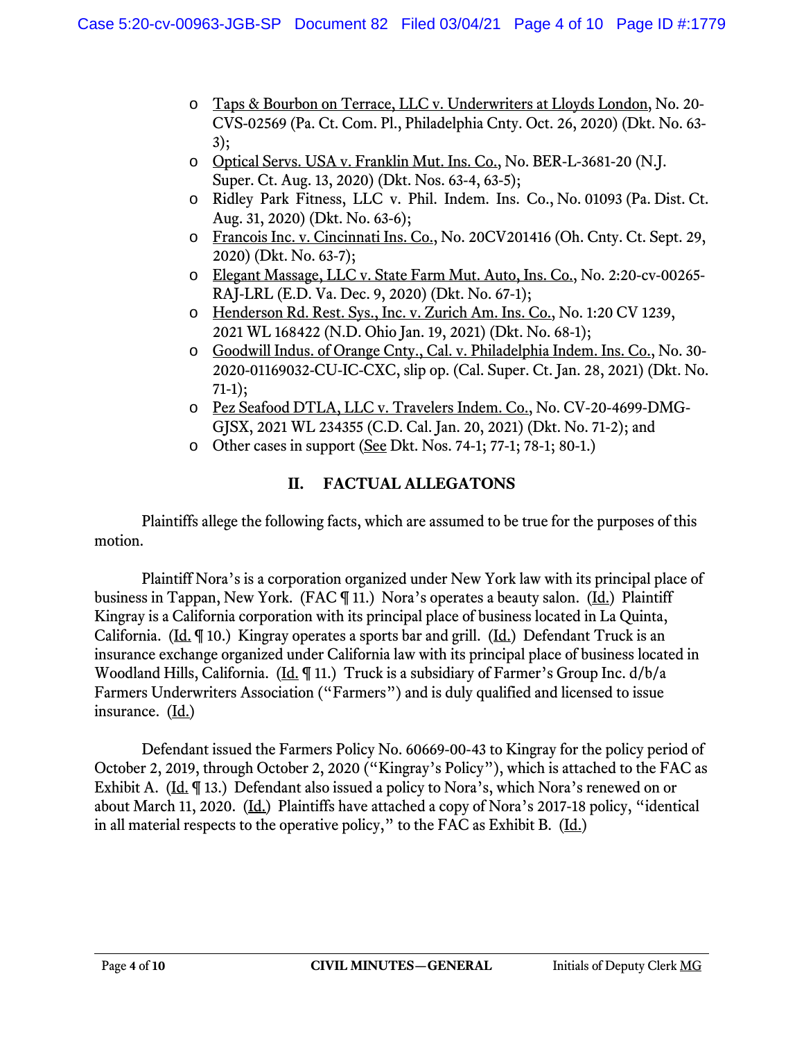- Taps & Bourbon on Terrace, LLC v. Underwriters at Lloyds London, No. 20-CVS-02569 (Pa. Ct. Com. Pl., Philadelphia Cnty. Oct. 26, 2020) (Dkt. No. 63-3);
- Optical Servs. USA v. Franklin Mut. Ins. Co., No. BER-L-3681-20 (N.J. Super. Ct. Aug. 13, 2020) (Dkt. Nos. 63-4, 63-5);
- Ridley Park Fitness, LLC v. Phil. Indem. Ins. Co., No. 01093 (Pa. Dist. Ct. Aug. 31, 2020) (Dkt. No. 63-6);
- Francois Inc. v. Cincinnati Ins. Co., No. 20CV201416 (Oh. Cnty. Ct. Sept. 29, 2020) (Dkt. No. 63-7);
- Elegant Massage, LLC v. State Farm Mut. Auto, Ins. Co., No. 2:20-cv-00265-RAJ-LRL (E.D. Va. Dec. 9, 2020) (Dkt. No. 67-1);
- Henderson Rd. Rest. Sys., Inc. v. Zurich Am. Ins. Co., No. 1:20 CV 1239, 2021 WL 168422 (N.D. Ohio Jan. 19, 2021) (Dkt. No. 68-1);
- Goodwill Indus. of Orange Cnty., Cal. v. Philadelphia Indem. Ins. Co., No. 30-2020-01169032-CU-IC-CXC, slip op. (Cal. Super. Ct. Jan. 28, 2021) (Dkt. No. 71-1);
- Pez Seafood DTLA, LLC v. Travelers Indem. Co., No. CV-20-4699-DMG-GJSX, 2021 WL 234355 (C.D. Cal. Jan. 20, 2021) (Dkt. No. 71-2); and
- Other cases in support (See Dkt. Nos. 74-1; 77-1; 78-1; 80-1.)

## II. FACTUAL ALLEGATONS

Plaintiffs allege the following facts, which are assumed to be true for the purposes of this motion.

Plaintiff Nora's is a corporation organized under New York law with its principal place of business in Tappan, New York. (FAC ¶ 11.) Nora's operates a beauty salon. (Id.) Plaintiff Kingray is a California corporation with its principal place of business located in La Quinta, California. (Id. ¶ 10.) Kingray operates a sports bar and grill. (Id.) Defendant Truck is an insurance exchange organized under California law with its principal place of business located in Woodland Hills, California. (Id. ¶ 11.) Truck is a subsidiary of Farmer's Group Inc. d/b/a Farmers Underwriters Association ("Farmers") and is duly qualified and licensed to issue insurance. (Id.)

Defendant issued the Farmers Policy No. 60669-00-43 to Kingray for the policy period of October 2, 2019, through October 2, 2020 ("Kingray's Policy"), which is attached to the FAC as Exhibit A. (Id. ¶ 13.) Defendant also issued a policy to Nora's, which Nora's renewed on or about March 11, 2020. (Id.) Plaintiffs have attached a copy of Nora's 2017-18 policy, "identical in all material respects to the operative policy," to the FAC as Exhibit B. (Id.)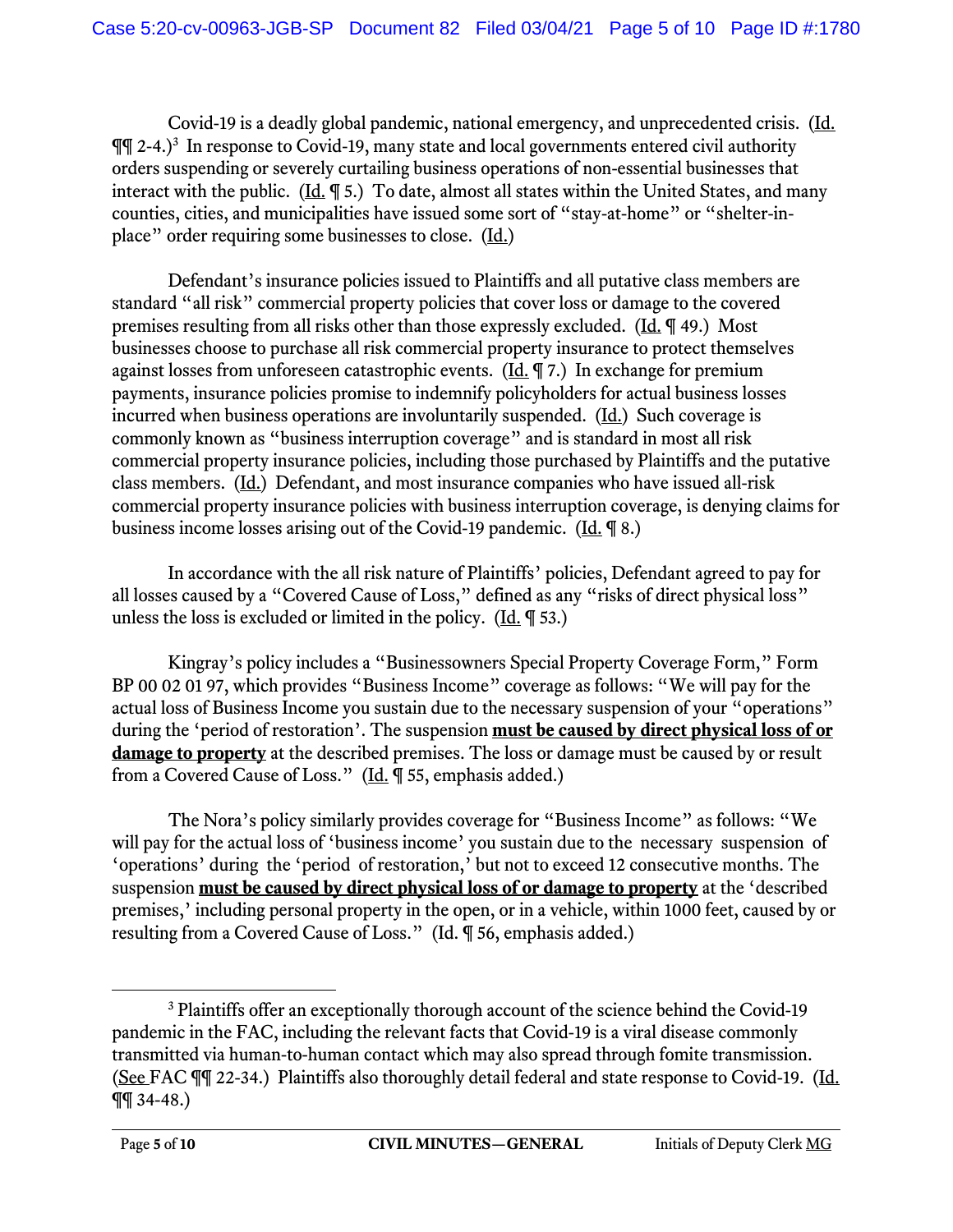Covid-19 is a deadly global pandemic, national emergency, and unprecedented crisis. (Id. ¶¶ 2-4.)[3] In response to Covid-19, many state and local governments entered civil authority orders suspending or severely curtailing business operations of non-essential businesses that interact with the public. (Id. ¶ 5.) To date, almost all states within the United States, and many counties, cities, and municipalities have issued some sort of "stay-at-home" or "shelter-in-place" order requiring some businesses to close. (Id.)

Defendant's insurance policies issued to Plaintiffs and all putative class members are standard "all risk" commercial property policies that cover loss or damage to the covered premises resulting from all risks other than those expressly excluded. (Id. ¶ 49.) Most businesses choose to purchase all risk commercial property insurance to protect themselves against losses from unforeseen catastrophic events. (Id. ¶ 7.) In exchange for premium payments, insurance policies promise to indemnify policyholders for actual business losses incurred when business operations are involuntarily suspended. (Id.) Such coverage is commonly known as "business interruption coverage" and is standard in most all risk commercial property insurance policies, including those purchased by Plaintiffs and the putative class members. (Id.) Defendant, and most insurance companies who have issued all-risk commercial property insurance policies with business interruption coverage, is denying claims for business income losses arising out of the Covid-19 pandemic. (Id. ¶ 8.)

In accordance with the all risk nature of Plaintiffs' policies, Defendant agreed to pay for all losses caused by a "Covered Cause of Loss," defined as any "risks of direct physical loss" unless the loss is excluded or limited in the policy. (Id. ¶ 53.)

Kingray's policy includes a "Businessowners Special Property Coverage Form," Form BP 00 02 01 97, which provides "Business Income" coverage as follows: "We will pay for the actual loss of Business Income you sustain due to the necessary suspension of your "operations" during the 'period of restoration'. The suspension **must be caused by direct physical loss of or damage to property** at the described premises. The loss or damage must be caused by or result from a Covered Cause of Loss." (Id. ¶ 55, emphasis added.)

The Nora's policy similarly provides coverage for "Business Income" as follows: "We will pay for the actual loss of 'business income' you sustain due to the necessary suspension of 'operations' during the 'period of restoration,' but not to exceed 12 consecutive months. The suspension **must be caused by direct physical loss of or damage to property** at the 'described premises,' including personal property in the open, or in a vehicle, within 1000 feet, caused by or resulting from a Covered Cause of Loss." (Id. ¶ 56, emphasis added.)

---

[3] Plaintiffs offer an exceptionally thorough account of the science behind the Covid-19 pandemic in the FAC, including the relevant facts that Covid-19 is a viral disease commonly transmitted via human-to-human contact which may also spread through fomite transmission. (See FAC ¶¶ 22-34.) Plaintiffs also thoroughly detail federal and state response to Covid-19. (Id. ¶¶ 34-48.)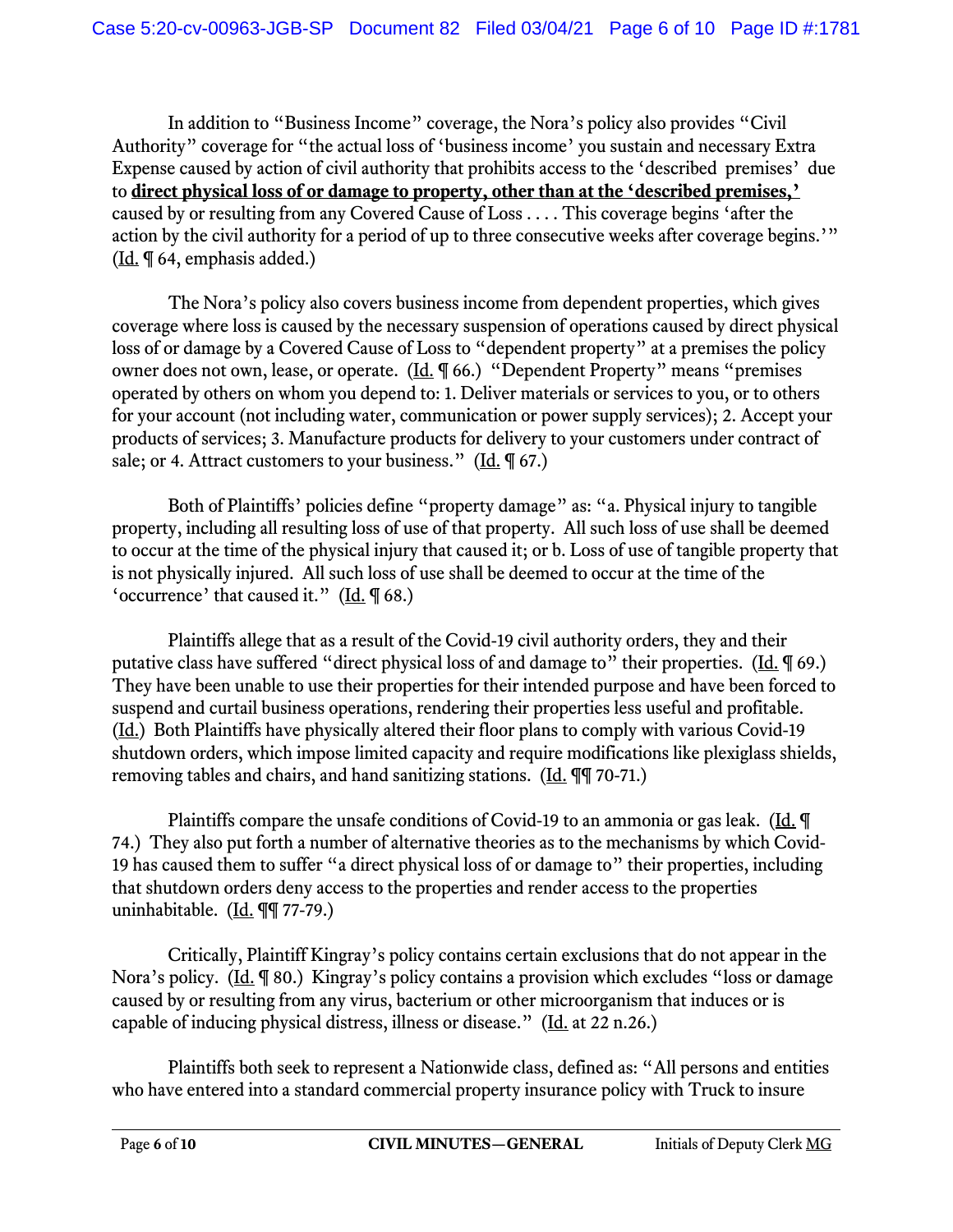In addition to "Business Income" coverage, the Nora's policy also provides "Civil Authority" coverage for "the actual loss of 'business income' you sustain and necessary Extra Expense caused by action of civil authority that prohibits access to the 'described premises' due to **direct physical loss of or damage to property, other than at the 'described premises,'** caused by or resulting from any Covered Cause of Loss . . . . This coverage begins 'after the action by the civil authority for a period of up to three consecutive weeks after coverage begins.'" (Id. ¶ 64, emphasis added.)

The Nora's policy also covers business income from dependent properties, which gives coverage where loss is caused by the necessary suspension of operations caused by direct physical loss of or damage by a Covered Cause of Loss to "dependent property" at a premises the policy owner does not own, lease, or operate. (Id. ¶ 66.) "Dependent Property" means "premises operated by others on whom you depend to: 1. Deliver materials or services to you, or to others for your account (not including water, communication or power supply services); 2. Accept your products of services; 3. Manufacture products for delivery to your customers under contract of sale; or 4. Attract customers to your business." (Id. ¶ 67.)

Both of Plaintiffs' policies define "property damage" as: "a. Physical injury to tangible property, including all resulting loss of use of that property. All such loss of use shall be deemed to occur at the time of the physical injury that caused it; or b. Loss of use of tangible property that is not physically injured. All such loss of use shall be deemed to occur at the time of the 'occurrence' that caused it." (Id. ¶ 68.)

Plaintiffs allege that as a result of the Covid-19 civil authority orders, they and their putative class have suffered "direct physical loss of and damage to" their properties. (Id. ¶ 69.) They have been unable to use their properties for their intended purpose and have been forced to suspend and curtail business operations, rendering their properties less useful and profitable. (Id.) Both Plaintiffs have physically altered their floor plans to comply with various Covid-19 shutdown orders, which impose limited capacity and require modifications like plexiglass shields, removing tables and chairs, and hand sanitizing stations. (Id. ¶¶ 70-71.)

Plaintiffs compare the unsafe conditions of Covid-19 to an ammonia or gas leak. (Id. ¶ 74.) They also put forth a number of alternative theories as to the mechanisms by which Covid-19 has caused them to suffer "a direct physical loss of or damage to" their properties, including that shutdown orders deny access to the properties and render access to the properties uninhabitable. (Id. ¶¶ 77-79.)

Critically, Plaintiff Kingray's policy contains certain exclusions that do not appear in the Nora's policy. (Id. ¶ 80.) Kingray's policy contains a provision which excludes "loss or damage caused by or resulting from any virus, bacterium or other microorganism that induces or is capable of inducing physical distress, illness or disease." (Id. at 22 n.26.)

Plaintiffs both seek to represent a Nationwide class, defined as: "All persons and entities who have entered into a standard commercial property insurance policy with Truck to insure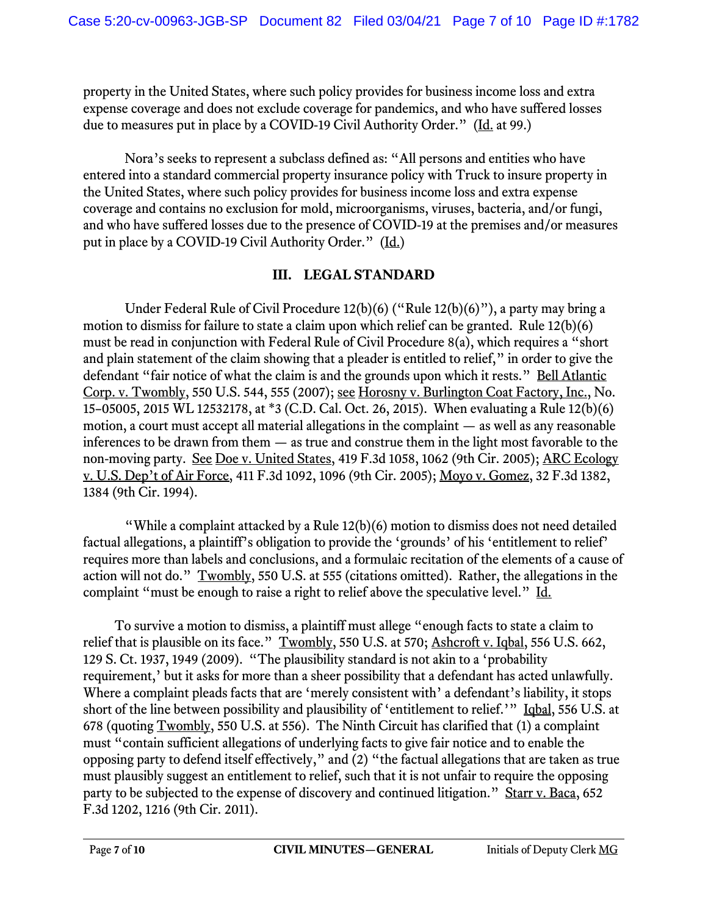property in the United States, where such policy provides for business income loss and extra expense coverage and does not exclude coverage for pandemics, and who have suffered losses due to measures put in place by a COVID-19 Civil Authority Order." (Id. at 99.)

Nora's seeks to represent a subclass defined as: "All persons and entities who have entered into a standard commercial property insurance policy with Truck to insure property in the United States, where such policy provides for business income loss and extra expense coverage and contains no exclusion for mold, microorganisms, viruses, bacteria, and/or fungi, and who have suffered losses due to the presence of COVID-19 at the premises and/or measures put in place by a COVID-19 Civil Authority Order." (Id.)

## III. LEGAL STANDARD

Under Federal Rule of Civil Procedure 12(b)(6) ("Rule 12(b)(6)"), a party may bring a motion to dismiss for failure to state a claim upon which relief can be granted. Rule 12(b)(6) must be read in conjunction with Federal Rule of Civil Procedure 8(a), which requires a "short and plain statement of the claim showing that a pleader is entitled to relief," in order to give the defendant "fair notice of what the claim is and the grounds upon which it rests." Bell Atlantic Corp. v. Twombly, 550 U.S. 544, 555 (2007); see Horosny v. Burlington Coat Factory, Inc., No. 15–05005, 2015 WL 12532178, at *3 (C.D. Cal. Oct. 26, 2015). When evaluating a Rule 12(b)(6) motion, a court must accept all material allegations in the complaint — as well as any reasonable inferences to be drawn from them — as true and construe them in the light most favorable to the non-moving party. See Doe v. United States, 419 F.3d 1058, 1062 (9th Cir. 2005); ARC Ecology v. U.S. Dep't of Air Force, 411 F.3d 1092, 1096 (9th Cir. 2005); Moyo v. Gomez, 32 F.3d 1382, 1384 (9th Cir. 1994).

"While a complaint attacked by a Rule 12(b)(6) motion to dismiss does not need detailed factual allegations, a plaintiff's obligation to provide the 'grounds' of his 'entitlement to relief' requires more than labels and conclusions, and a formulaic recitation of the elements of a cause of action will not do." Twombly, 550 U.S. at 555 (citations omitted). Rather, the allegations in the complaint "must be enough to raise a right to relief above the speculative level." Id.

To survive a motion to dismiss, a plaintiff must allege "enough facts to state a claim to relief that is plausible on its face." Twombly, 550 U.S. at 570; Ashcroft v. Iqbal, 556 U.S. 662, 129 S. Ct. 1937, 1949 (2009). "The plausibility standard is not akin to a 'probability requirement,' but it asks for more than a sheer possibility that a defendant has acted unlawfully. Where a complaint pleads facts that are 'merely consistent with' a defendant's liability, it stops short of the line between possibility and plausibility of 'entitlement to relief.'" Iqbal, 556 U.S. at 678 (quoting Twombly, 550 U.S. at 556). The Ninth Circuit has clarified that (1) a complaint must "contain sufficient allegations of underlying facts to give fair notice and to enable the opposing party to defend itself effectively," and (2) "the factual allegations that are taken as true must plausibly suggest an entitlement to relief, such that it is not unfair to require the opposing party to be subjected to the expense of discovery and continued litigation." Starr v. Baca, 652 F.3d 1202, 1216 (9th Cir. 2011).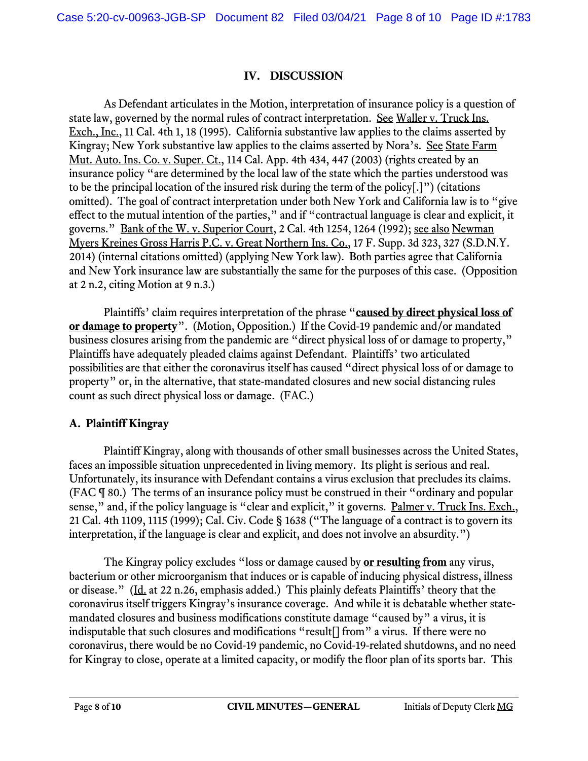## IV. DISCUSSION

As Defendant articulates in the Motion, interpretation of insurance policy is a question of state law, governed by the normal rules of contract interpretation. See Waller v. Truck Ins. Exch., Inc., 11 Cal. 4th 1, 18 (1995). California substantive law applies to the claims asserted by Kingray; New York substantive law applies to the claims asserted by Nora's. See State Farm Mut. Auto. Ins. Co. v. Super. Ct., 114 Cal. App. 4th 434, 447 (2003) (rights created by an insurance policy "are determined by the local law of the state which the parties understood was to be the principal location of the insured risk during the term of the policy[.]") (citations omitted). The goal of contract interpretation under both New York and California law is to "give effect to the mutual intention of the parties," and if "contractual language is clear and explicit, it governs." Bank of the W. v. Superior Court, 2 Cal. 4th 1254, 1264 (1992); see also Newman Myers Kreines Gross Harris P.C. v. Great Northern Ins. Co., 17 F. Supp. 3d 323, 327 (S.D.N.Y. 2014) (internal citations omitted) (applying New York law). Both parties agree that California and New York insurance law are substantially the same for the purposes of this case. (Opposition at 2 n.2, citing Motion at 9 n.3.)

Plaintiffs' claim requires interpretation of the phrase "**caused by direct physical loss of or damage to property**". (Motion, Opposition.) If the Covid-19 pandemic and/or mandated business closures arising from the pandemic are "direct physical loss of or damage to property," Plaintiffs have adequately pleaded claims against Defendant. Plaintiffs' two articulated possibilities are that either the coronavirus itself has caused "direct physical loss of or damage to property" or, in the alternative, that state-mandated closures and new social distancing rules count as such direct physical loss or damage. (FAC.)

### A. Plaintiff Kingray

Plaintiff Kingray, along with thousands of other small businesses across the United States, faces an impossible situation unprecedented in living memory. Its plight is serious and real. Unfortunately, its insurance with Defendant contains a virus exclusion that precludes its claims. (FAC ¶ 80.) The terms of an insurance policy must be construed in their "ordinary and popular sense," and, if the policy language is "clear and explicit," it governs. Palmer v. Truck Ins. Exch., 21 Cal. 4th 1109, 1115 (1999); Cal. Civ. Code § 1638 ("The language of a contract is to govern its interpretation, if the language is clear and explicit, and does not involve an absurdity.")

The Kingray policy excludes "loss or damage caused by **or resulting from** any virus, bacterium or other microorganism that induces or is capable of inducing physical distress, illness or disease." (Id. at 22 n.26, emphasis added.) This plainly defeats Plaintiffs' theory that the coronavirus itself triggers Kingray's insurance coverage. And while it is debatable whether state-mandated closures and business modifications constitute damage "caused by" a virus, it is indisputable that such closures and modifications "result[] from" a virus. If there were no coronavirus, there would be no Covid-19 pandemic, no Covid-19-related shutdowns, and no need for Kingray to close, operate at a limited capacity, or modify the floor plan of its sports bar. This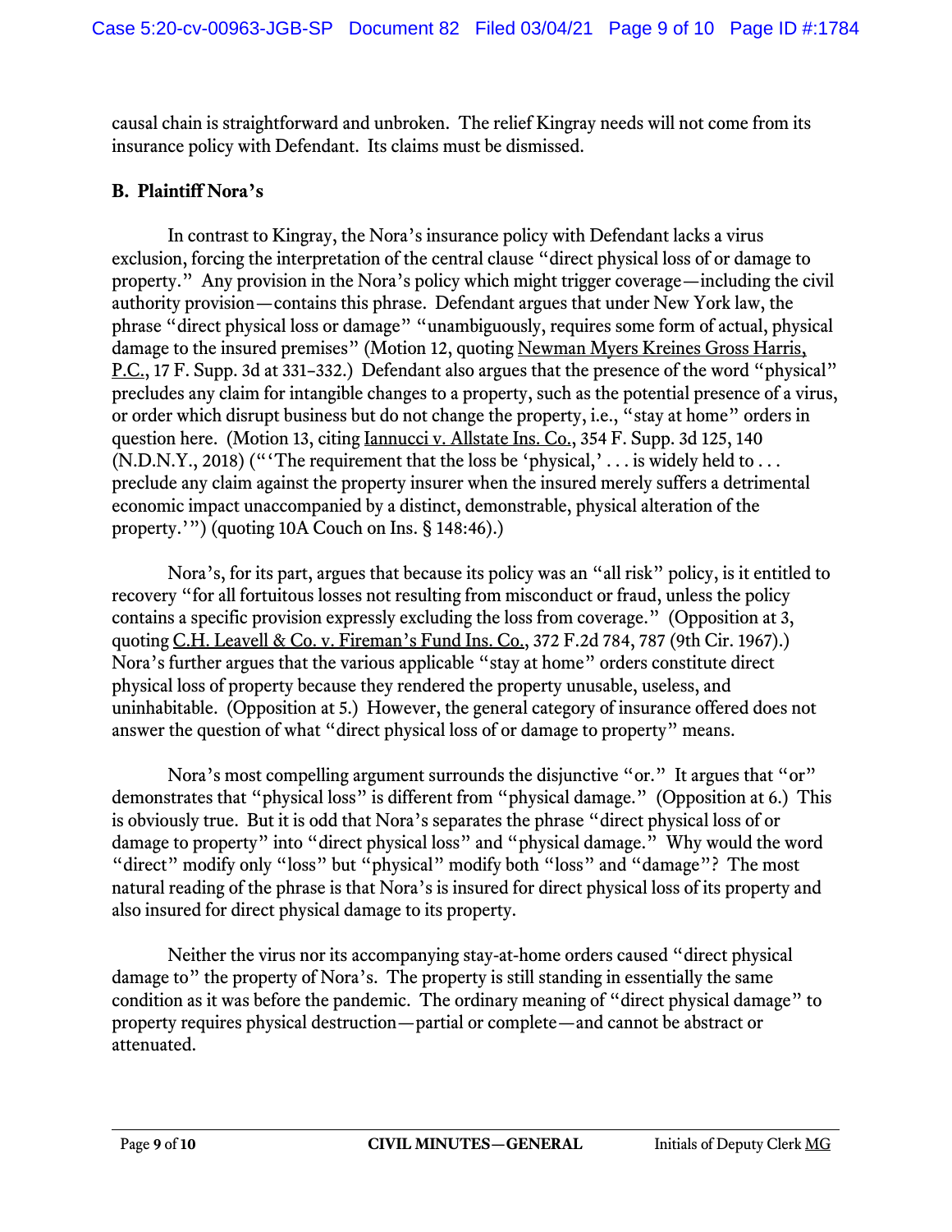causal chain is straightforward and unbroken. The relief Kingray needs will not come from its insurance policy with Defendant. Its claims must be dismissed.

## B. Plaintiff Nora's

In contrast to Kingray, the Nora's insurance policy with Defendant lacks a virus exclusion, forcing the interpretation of the central clause "direct physical loss of or damage to property." Any provision in the Nora's policy which might trigger coverage—including the civil authority provision—contains this phrase. Defendant argues that under New York law, the phrase "direct physical loss or damage" "unambiguously, requires some form of actual, physical damage to the insured premises" (Motion 12, quoting Newman Myers Kreines Gross Harris, P.C., 17 F. Supp. 3d at 331–332.) Defendant also argues that the presence of the word "physical" precludes any claim for intangible changes to a property, such as the potential presence of a virus, or order which disrupt business but do not change the property, i.e., "stay at home" orders in question here. (Motion 13, citing Iannucci v. Allstate Ins. Co., 354 F. Supp. 3d 125, 140 (N.D.N.Y., 2018) ("'The requirement that the loss be 'physical,' . . . is widely held to . . . preclude any claim against the property insurer when the insured merely suffers a detrimental economic impact unaccompanied by a distinct, demonstrable, physical alteration of the property.'") (quoting 10A Couch on Ins. § 148:46).)

Nora's, for its part, argues that because its policy was an "all risk" policy, is it entitled to recovery "for all fortuitous losses not resulting from misconduct or fraud, unless the policy contains a specific provision expressly excluding the loss from coverage." (Opposition at 3, quoting C.H. Leavell & Co. v. Fireman's Fund Ins. Co., 372 F.2d 784, 787 (9th Cir. 1967).) Nora's further argues that the various applicable "stay at home" orders constitute direct physical loss of property because they rendered the property unusable, useless, and uninhabitable. (Opposition at 5.) However, the general category of insurance offered does not answer the question of what "direct physical loss of or damage to property" means.

Nora's most compelling argument surrounds the disjunctive "or." It argues that "or" demonstrates that "physical loss" is different from "physical damage." (Opposition at 6.) This is obviously true. But it is odd that Nora's separates the phrase "direct physical loss of or damage to property" into "direct physical loss" and "physical damage." Why would the word "direct" modify only "loss" but "physical" modify both "loss" and "damage"? The most natural reading of the phrase is that Nora's is insured for direct physical loss of its property and also insured for direct physical damage to its property.

Neither the virus nor its accompanying stay-at-home orders caused "direct physical damage to" the property of Nora's. The property is still standing in essentially the same condition as it was before the pandemic. The ordinary meaning of "direct physical damage" to property requires physical destruction—partial or complete—and cannot be abstract or attenuated.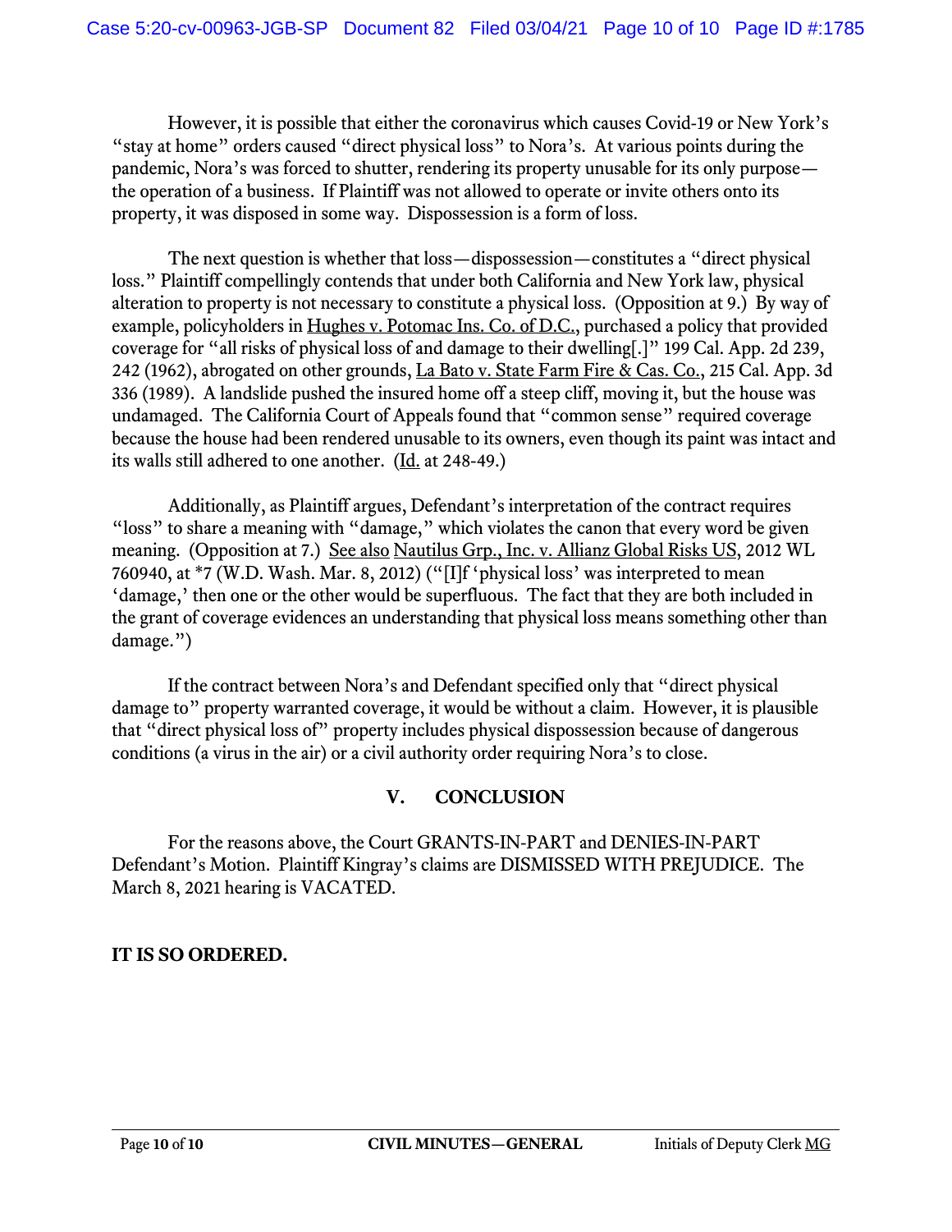However, it is possible that either the coronavirus which causes Covid-19 or New York's "stay at home" orders caused "direct physical loss" to Nora's. At various points during the pandemic, Nora's was forced to shutter, rendering its property unusable for its only purpose—the operation of a business. If Plaintiff was not allowed to operate or invite others onto its property, it was disposed in some way. Dispossession is a form of loss.

The next question is whether that loss—dispossession—constitutes a "direct physical loss." Plaintiff compellingly contends that under both California and New York law, physical alteration to property is not necessary to constitute a physical loss. (Opposition at 9.) By way of example, policyholders in Hughes v. Potomac Ins. Co. of D.C., purchased a policy that provided coverage for "all risks of physical loss of and damage to their dwelling[.]" 199 Cal. App. 2d 239, 242 (1962), abrogated on other grounds, La Bato v. State Farm Fire & Cas. Co., 215 Cal. App. 3d 336 (1989). A landslide pushed the insured home off a steep cliff, moving it, but the house was undamaged. The California Court of Appeals found that "common sense" required coverage because the house had been rendered unusable to its owners, even though its paint was intact and its walls still adhered to one another. (Id. at 248-49.)

Additionally, as Plaintiff argues, Defendant's interpretation of the contract requires "loss" to share a meaning with "damage," which violates the canon that every word be given meaning. (Opposition at 7.) See also Nautilus Grp., Inc. v. Allianz Global Risks US, 2012 WL 760940, at *7 (W.D. Wash. Mar. 8, 2012) ("[I]f 'physical loss' was interpreted to mean 'damage,' then one or the other would be superfluous. The fact that they are both included in the grant of coverage evidences an understanding that physical loss means something other than damage.")

If the contract between Nora's and Defendant specified only that "direct physical damage to" property warranted coverage, it would be without a claim. However, it is plausible that "direct physical loss of" property includes physical dispossession because of dangerous conditions (a virus in the air) or a civil authority order requiring Nora's to close.

## V. CONCLUSION

For the reasons above, the Court GRANTS-IN-PART and DENIES-IN-PART Defendant's Motion. Plaintiff Kingray's claims are DISMISSED WITH PREJUDICE. The March 8, 2021 hearing is VACATED.

**IT IS SO ORDERED.**